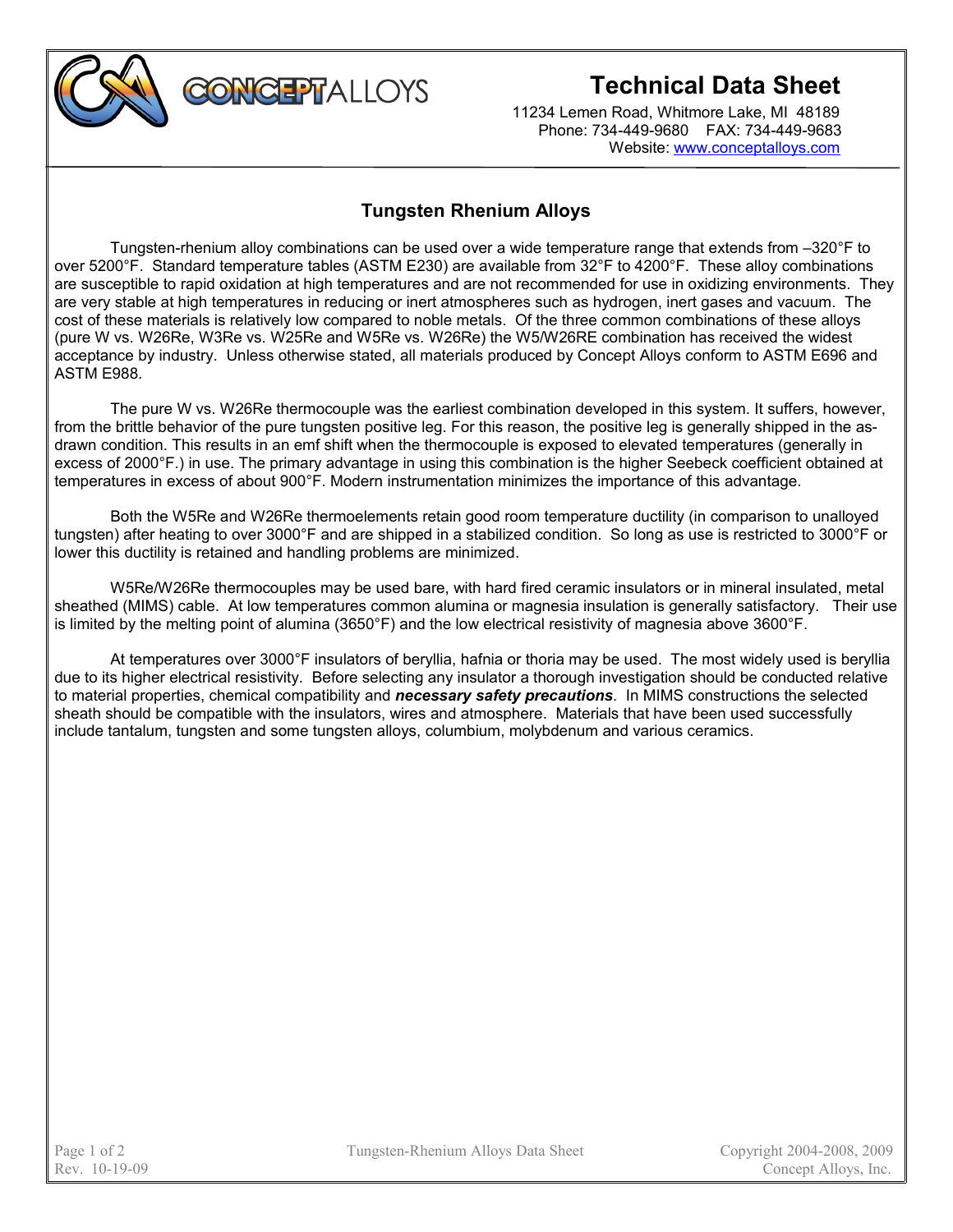# Technical Data Sheet

CONCEPT ALLOYS

11234 Lemen Road, Whitmore Lake, MI 48189
Phone: 734-449-9680 FAX: 734-449-9683
Website: www.conceptalloys.com

## Tungsten Rhenium Alloys

Tungsten-rhenium alloy combinations can be used over a wide temperature range that extends from –320°F to over 5200°F. Standard temperature tables (ASTM E230) are available from 32°F to 4200°F. These alloy combinations are susceptible to rapid oxidation at high temperatures and are not recommended for use in oxidizing environments. They are very stable at high temperatures in reducing or inert atmospheres such as hydrogen, inert gases and vacuum. The cost of these materials is relatively low compared to noble metals. Of the three common combinations of these alloys (pure W vs. W26Re, W3Re vs. W25Re and W5Re vs. W26Re) the W5/W26RE combination has received the widest acceptance by industry. Unless otherwise stated, all materials produced by Concept Alloys conform to ASTM E696 and ASTM E988.

The pure W vs. W26Re thermocouple was the earliest combination developed in this system. It suffers, however, from the brittle behavior of the pure tungsten positive leg. For this reason, the positive leg is generally shipped in the as-drawn condition. This results in an emf shift when the thermocouple is exposed to elevated temperatures (generally in excess of 2000°F.) in use. The primary advantage in using this combination is the higher Seebeck coefficient obtained at temperatures in excess of about 900°F. Modern instrumentation minimizes the importance of this advantage.

Both the W5Re and W26Re thermoelements retain good room temperature ductility (in comparison to unalloyed tungsten) after heating to over 3000°F and are shipped in a stabilized condition. So long as use is restricted to 3000°F or lower this ductility is retained and handling problems are minimized.

W5Re/W26Re thermocouples may be used bare, with hard fired ceramic insulators or in mineral insulated, metal sheathed (MIMS) cable. At low temperatures common alumina or magnesia insulation is generally satisfactory. Their use is limited by the melting point of alumina (3650°F) and the low electrical resistivity of magnesia above 3600°F.

At temperatures over 3000°F insulators of beryllia, hafnia or thoria may be used. The most widely used is beryllia due to its higher electrical resistivity. Before selecting any insulator a thorough investigation should be conducted relative to material properties, chemical compatibility and ***necessary safety precautions***. In MIMS constructions the selected sheath should be compatible with the insulators, wires and atmosphere. Materials that have been used successfully include tantalum, tungsten and some tungsten alloys, columbium, molybdenum and various ceramics.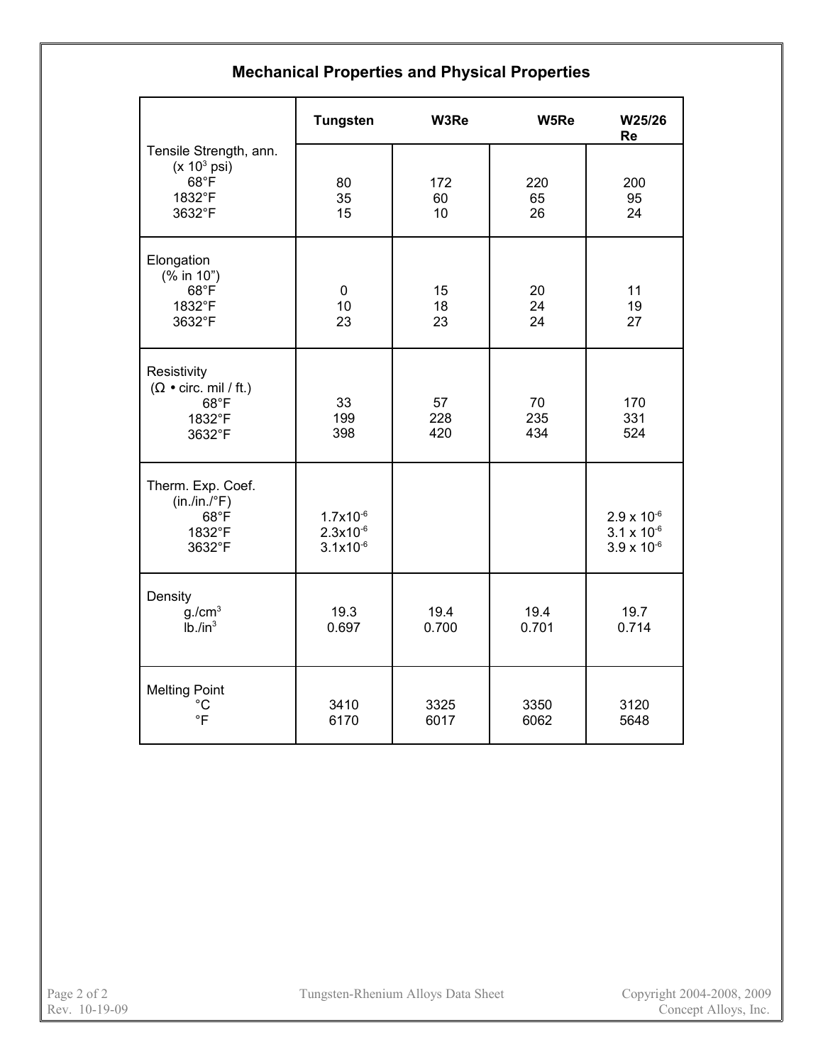## Mechanical Properties and Physical Properties

| | Tungsten | W3Re | W5Re | W25/26 Re |
|---|---|---|---|---|
| Tensile Strength, ann. ($x\ 10^3$ psi) | | | | |
| 68°F | 80 | 172 | 220 | 200 |
| 1832°F | 35 | 60 | 65 | 95 |
| 3632°F | 15 | 10 | 26 | 24 |
| Elongation (% in 10") | | | | |
| 68°F | 0 | 15 | 20 | 11 |
| 1832°F | 10 | 18 | 24 | 19 |
| 3632°F | 23 | 23 | 24 | 27 |
| Resistivity (Ω • circ. mil / ft.) | | | | |
| 68°F | 33 | 57 | 70 | 170 |
| 1832°F | 199 | 228 | 235 | 331 |
| 3632°F | 398 | 420 | 434 | 524 |
| Therm. Exp. Coef. (in./in./°F) | | | | |
| 68°F | $1.7 \times 10^{-6}$ | | | $2.9 \times 10^{-6}$ |
| 1832°F | $2.3 \times 10^{-6}$ | | | $3.1 \times 10^{-6}$ |
| 3632°F | $3.1 \times 10^{-6}$ | | | $3.9 \times 10^{-6}$ |
| Density | | | | |
| $g./cm^3$ | 19.3 | 19.4 | 19.4 | 19.7 |
| $lb./in^3$ | 0.697 | 0.700 | 0.701 | 0.714 |
| Melting Point | | | | |
| °C | 3410 | 3325 | 3350 | 3120 |
| °F | 6170 | 6017 | 6062 | 5648 |

Rev. 10-19-09

Tungsten-Rhenium Alloys Data Sheet

Copyright 2004-2008, 2009 Concept Alloys, Inc.